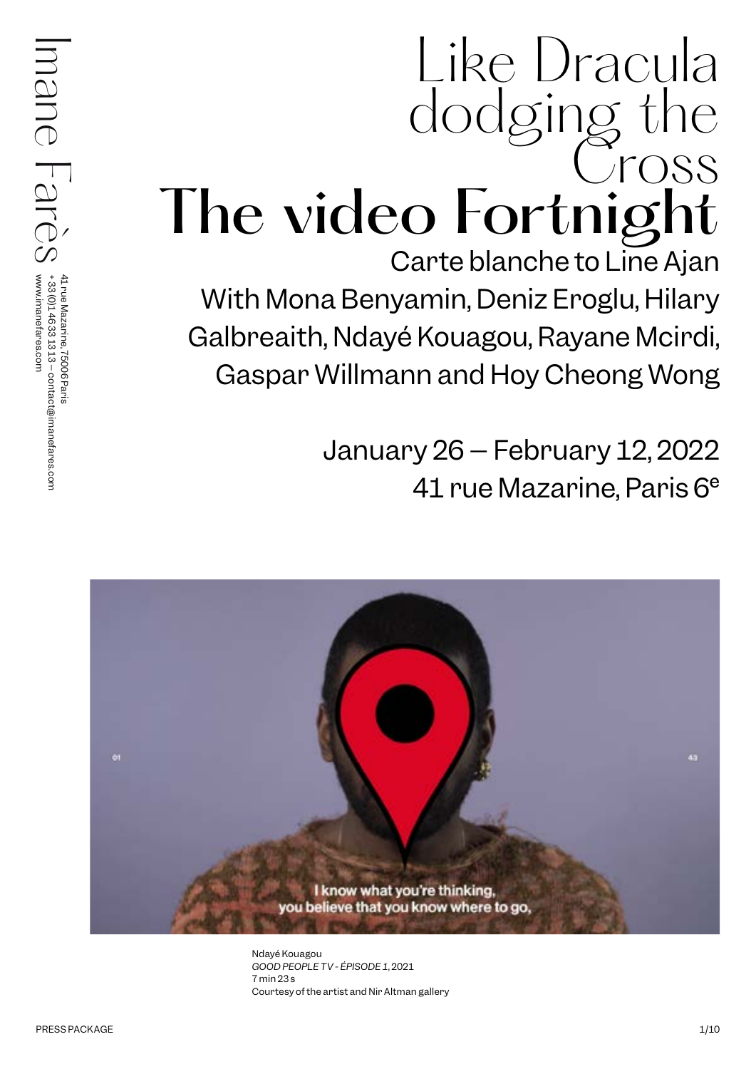Imane Farès

41 rue Mazarine, 75006 Paris
+ 33 (0)1 46 33 13 13 – contact@imanefares.com
www.imanefares.com

# Like Dracula dodging the Cross

# The video Fortnight

Carte blanche to Line Ajan

With Mona Benyamin, Deniz Eroglu, Hilary Galbreaith, Ndayé Kouagou, Rayane Mcirdi, Gaspar Willmann and Hoy Cheong Wong

January 26 – February 12, 2022

41 rue Mazarine, Paris 6e

Ndayé Kouagou
*GOOD PEOPLE TV - ÉPISODE 1*, 2021
7 min 23 s
Courtesy of the artist and Nir Altman gallery

PRESS PACKAGE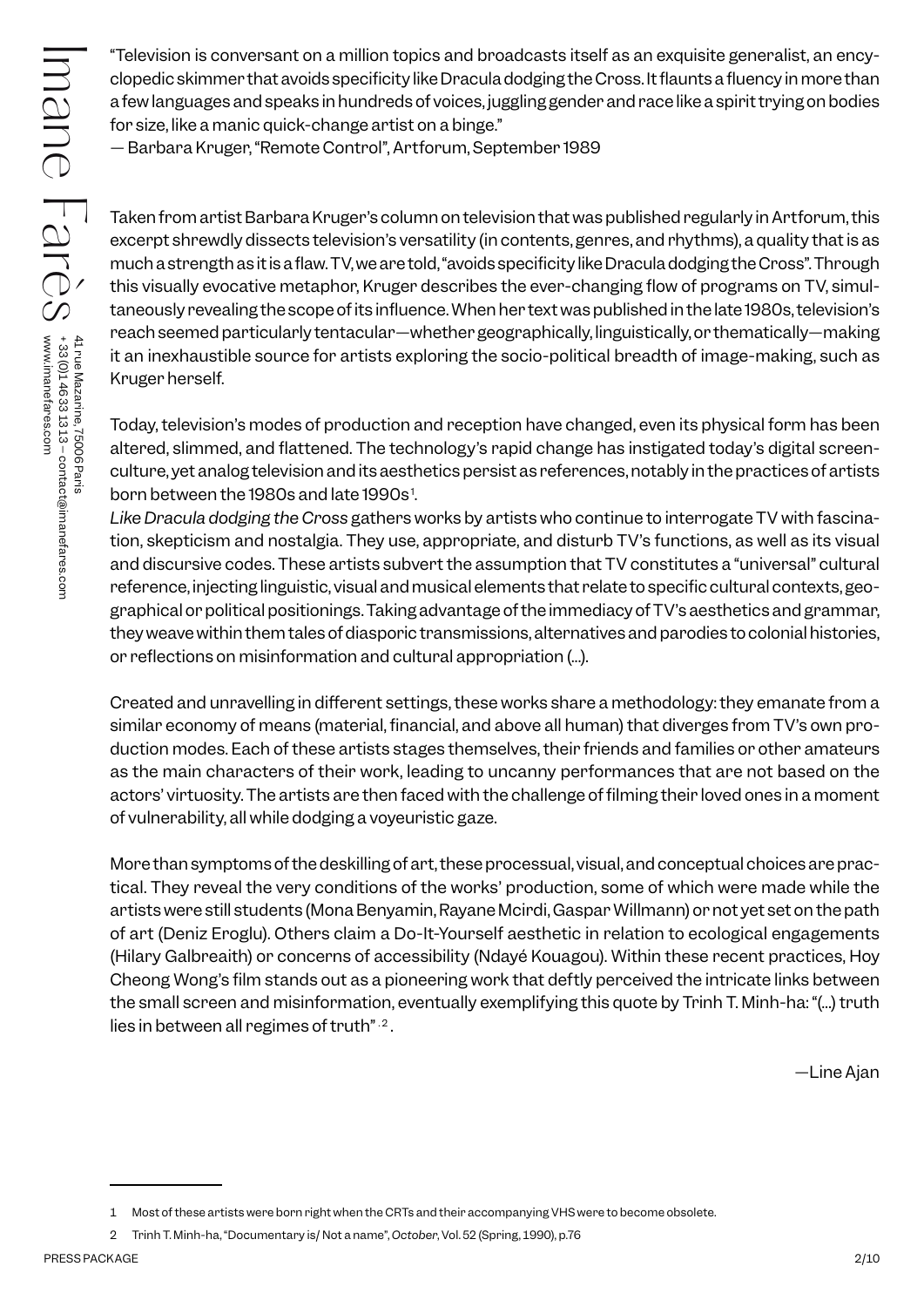"Television is conversant on a million topics and broadcasts itself as an exquisite generalist, an encyclopedic skimmer that avoids specificity like Dracula dodging the Cross. It flaunts a fluency in more than a few languages and speaks in hundreds of voices, juggling gender and race like a spirit trying on bodies for size, like a manic quick-change artist on a binge."
— Barbara Kruger, "Remote Control", Artforum, September 1989

Taken from artist Barbara Kruger's column on television that was published regularly in Artforum, this excerpt shrewdly dissects television's versatility (in contents, genres, and rhythms), a quality that is as much a strength as it is a flaw. TV, we are told, "avoids specificity like Dracula dodging the Cross". Through this visually evocative metaphor, Kruger describes the ever-changing flow of programs on TV, simultaneously revealing the scope of its influence. When her text was published in the late 1980s, television's reach seemed particularly tentacular—whether geographically, linguistically, or thematically—making it an inexhaustible source for artists exploring the socio-political breadth of image-making, such as Kruger herself.

Today, television's modes of production and reception have changed, even its physical form has been altered, slimmed, and flattened. The technology's rapid change has instigated today's digital screen-culture, yet analog television and its aesthetics persist as references, notably in the practices of artists born between the 1980s and late 1990s[1].
*Like Dracula dodging the Cross* gathers works by artists who continue to interrogate TV with fascination, skepticism and nostalgia. They use, appropriate, and disturb TV's functions, as well as its visual and discursive codes. These artists subvert the assumption that TV constitutes a "universal" cultural reference, injecting linguistic, visual and musical elements that relate to specific cultural contexts, geographical or political positionings. Taking advantage of the immediacy of TV's aesthetics and grammar, they weave within them tales of diasporic transmissions, alternatives and parodies to colonial histories, or reflections on misinformation and cultural appropriation (...).

Created and unravelling in different settings, these works share a methodology: they emanate from a similar economy of means (material, financial, and above all human) that diverges from TV's own production modes. Each of these artists stages themselves, their friends and families or other amateurs as the main characters of their work, leading to uncanny performances that are not based on the actors' virtuosity. The artists are then faced with the challenge of filming their loved ones in a moment of vulnerability, all while dodging a voyeuristic gaze.

More than symptoms of the deskilling of art, these processual, visual, and conceptual choices are practical. They reveal the very conditions of the works' production, some of which were made while the artists were still students (Mona Benyamin, Rayane Mcirdi, Gaspar Willmann) or not yet set on the path of art (Deniz Eroglu). Others claim a Do-It-Yourself aesthetic in relation to ecological engagements (Hilary Galbreaith) or concerns of accessibility (Ndayé Kouagou). Within these recent practices, Hoy Cheong Wong's film stands out as a pioneering work that deftly perceived the intricate links between the small screen and misinformation, eventually exemplifying this quote by Trinh T. Minh-ha: "(...) truth lies in between all regimes of truth"[2].

—Line Ajan

---

1 Most of these artists were born right when the CRTs and their accompanying VHS were to become obsolete.

2 Trinh T. Minh-ha, "Documentary is/ Not a name", *October*, Vol. 52 (Spring, 1990), p.76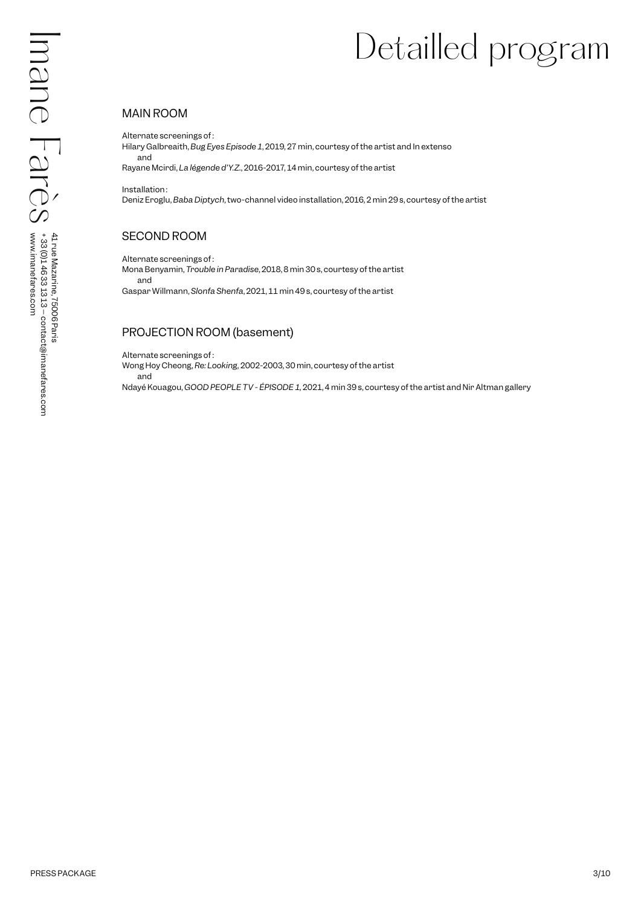# Detailled program

## MAIN ROOM

Alternate screenings of :
Hilary Galbreaith, *Bug Eyes Episode 1*, 2019, 27 min, courtesy of the artist and In extenso
and
Rayane Mcirdi, *La légende d'Y.Z.*, 2016-2017, 14 min, courtesy of the artist

Installation :
Deniz Eroglu, *Baba Diptych*, two-channel video installation, 2016, 2 min 29 s, courtesy of the artist

## SECOND ROOM

Alternate screenings of :
Mona Benyamin, *Trouble in Paradise*, 2018, 8 min 30 s, courtesy of the artist
and
Gaspar Willmann, *Slonfa Shenfa*, 2021, 11 min 49 s, courtesy of the artist

## PROJECTION ROOM (basement)

Alternate screenings of :
Wong Hoy Cheong, *Re: Looking*, 2002-2003, 30 min, courtesy of the artist
and
Ndayé Kouagou, *GOOD PEOPLE TV - ÉPISODE 1*, 2021, 4 min 39 s, courtesy of the artist and Nir Altman gallery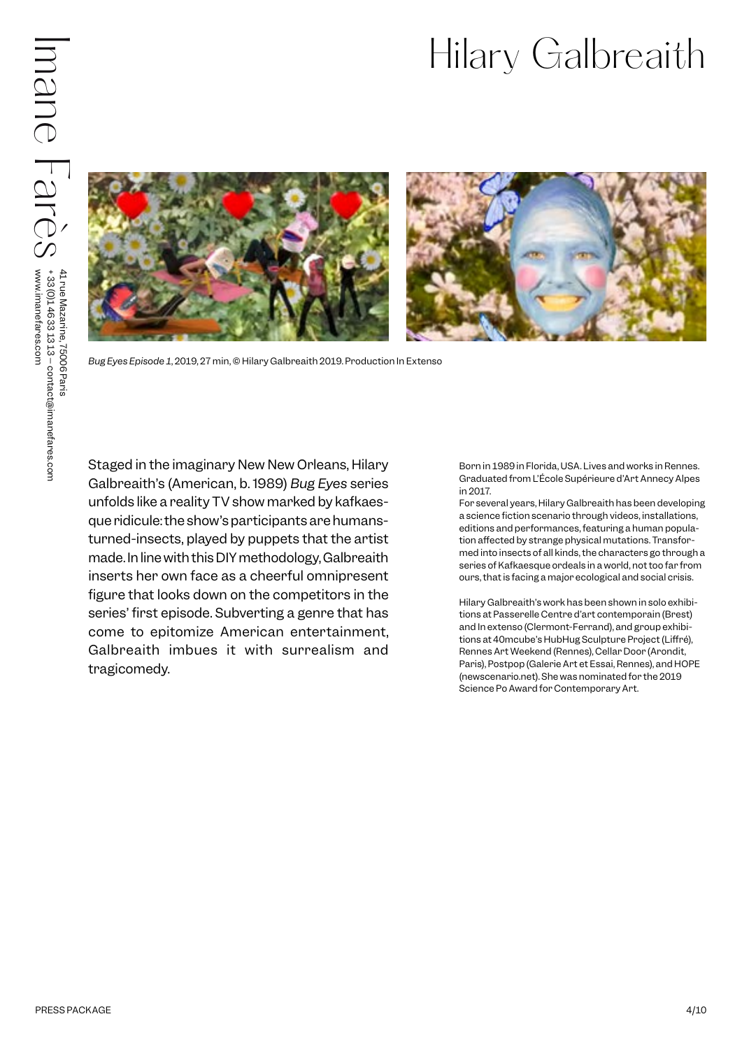# Hilary Galbreaith

*Bug Eyes Episode 1*, 2019, 27 min, © Hilary Galbreaith 2019. Production In Extenso

Staged in the imaginary New New Orleans, Hilary Galbreaith's (American, b. 1989) *Bug Eyes* series unfolds like a reality TV show marked by kafkaesque ridicule: the show's participants are humans-turned-insects, played by puppets that the artist made. In line with this DIY methodology, Galbreaith inserts her own face as a cheerful omnipresent figure that looks down on the competitors in the series' first episode. Subverting a genre that has come to epitomize American entertainment, Galbreaith imbues it with surrealism and tragicomedy.

Born in 1989 in Florida, USA. Lives and works in Rennes. Graduated from L'École Supérieure d'Art Annecy Alpes in 2017.

For several years, Hilary Galbreaith has been developing a science fiction scenario through videos, installations, editions and performances, featuring a human population affected by strange physical mutations. Transformed into insects of all kinds, the characters go through a series of Kafkaesque ordeals in a world, not too far from ours, that is facing a major ecological and social crisis.

Hilary Galbreaith's work has been shown in solo exhibitions at Passerelle Centre d'art contemporain (Brest) and In extenso (Clermont-Ferrand), and group exhibitions at 40mcube's HubHug Sculpture Project (Liffré), Rennes Art Weekend (Rennes), Cellar Door (Arondit, Paris), Postpop (Galerie Art et Essai, Rennes), and HOPE (newscenario.net). She was nominated for the 2019 Science Po Award for Contemporary Art.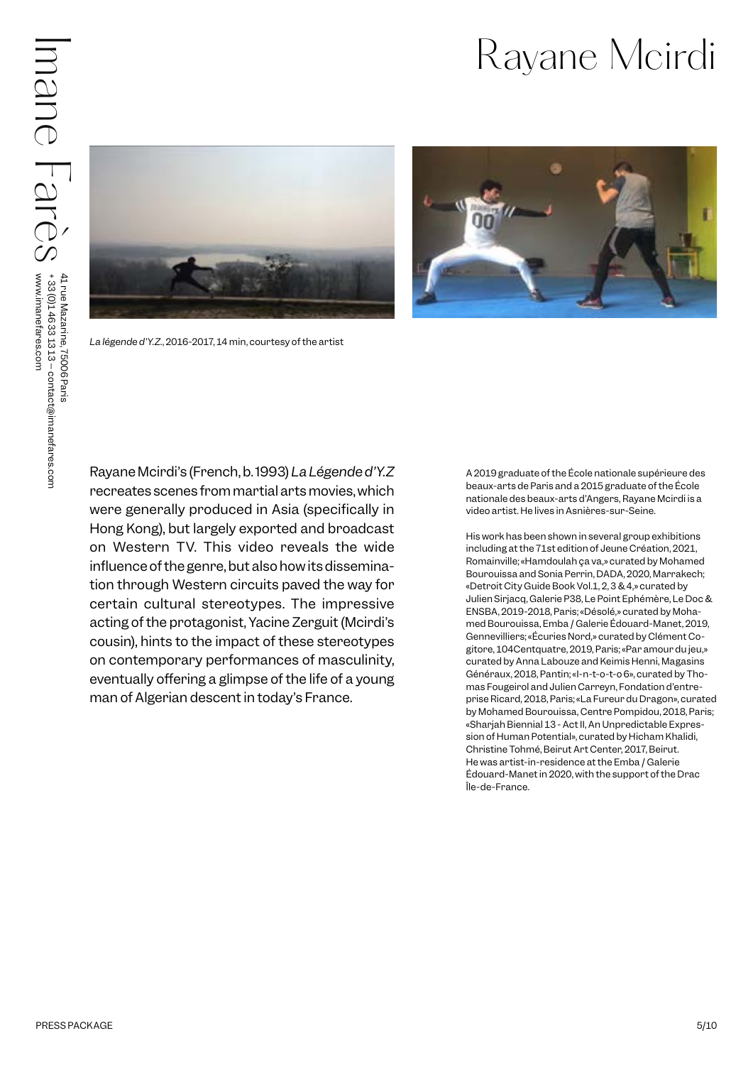# Rayane Mcirdi

*La légende d'Y.Z.*, 2016-2017, 14 min, courtesy of the artist

Rayane Mcirdi's (French, b. 1993) *La Légende d'Y.Z* recreates scenes from martial arts movies, which were generally produced in Asia (specifically in Hong Kong), but largely exported and broadcast on Western TV. This video reveals the wide influence of the genre, but also how its dissemination through Western circuits paved the way for certain cultural stereotypes. The impressive acting of the protagonist, Yacine Zerguit (Mcirdi's cousin), hints to the impact of these stereotypes on contemporary performances of masculinity, eventually offering a glimpse of the life of a young man of Algerian descent in today's France.

A 2019 graduate of the École nationale supérieure des beaux-arts de Paris and a 2015 graduate of the École nationale des beaux-arts d'Angers, Rayane Mcirdi is a video artist. He lives in Asnières-sur-Seine.

His work has been shown in several group exhibitions including at the 71st edition of Jeune Création, 2021, Romainville; «Hamdoulah ça va,» curated by Mohamed Bourouissa and Sonia Perrin, DADA, 2020, Marrakech; «Detroit City Guide Book Vol.1, 2, 3 & 4,» curated by Julien Sirjacq, Galerie P38, Le Point Ephémère, Le Doc & ENSBA, 2019-2018, Paris; «Désolé,» curated by Mohamed Bourouissa, Emba / Galerie Édouard-Manet, 2019, Gennevilliers; «Écuries Nord,» curated by Clément Cogitore, 104Centquatre, 2019, Paris; «Par amour du jeu,» curated by Anna Labouze and Keimis Henni, Magasins Généraux, 2018, Pantin; «I-n-t-o-t-o 6», curated by Thomas Fougeirol and Julien Carreyn, Fondation d'entreprise Ricard, 2018, Paris; «La Fureur du Dragon», curated by Mohamed Bourouissa, Centre Pompidou, 2018, Paris; «Sharjah Biennial 13 - Act II, An Unpredictable Expression of Human Potential», curated by Hicham Khalidi, Christine Tohmé, Beirut Art Center, 2017, Beirut. He was artist-in-residence at the Emba / Galerie Édouard-Manet in 2020, with the support of the Drac Île-de-France.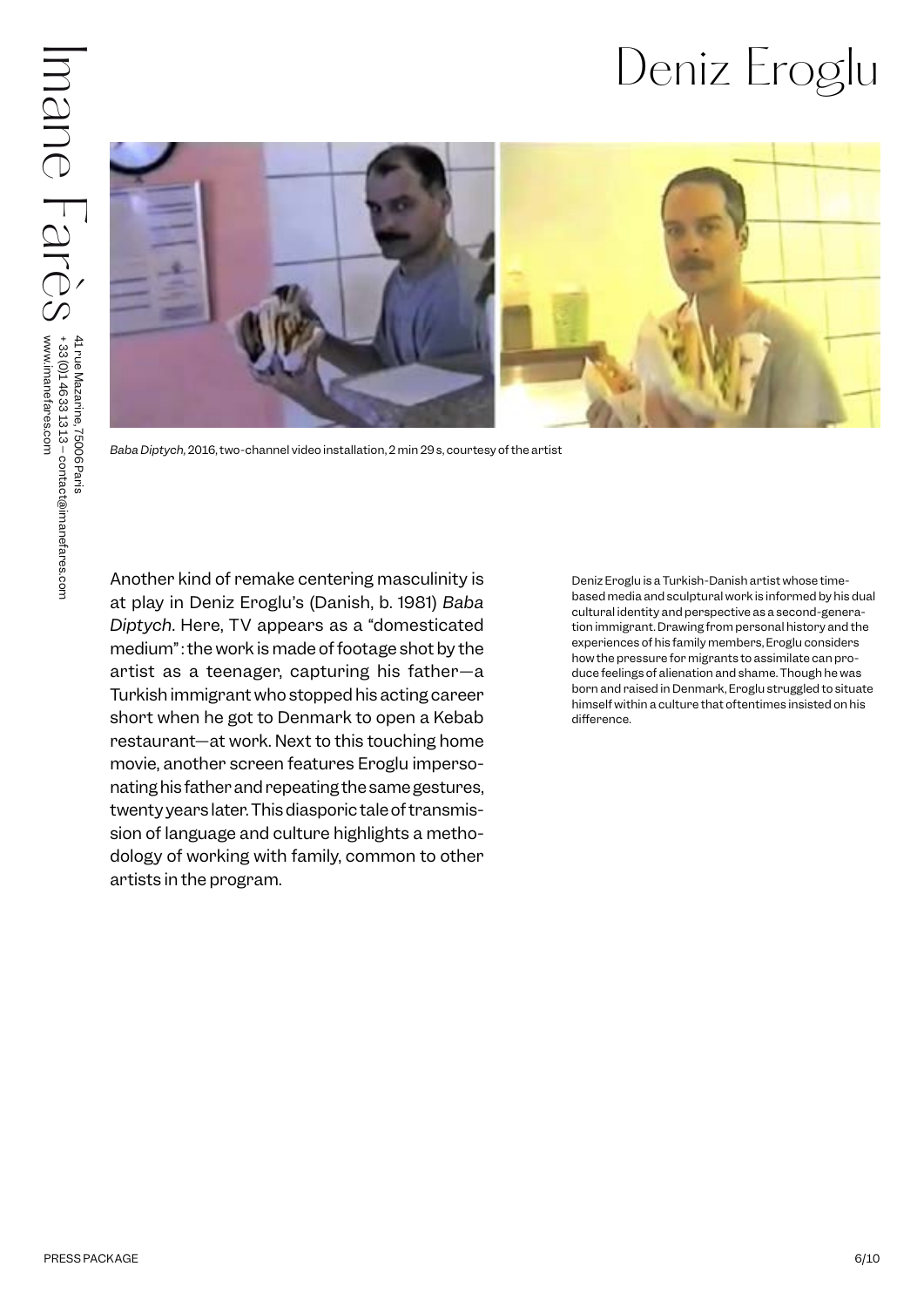# Deniz Eroglu

*Baba Diptych*, 2016, two-channel video installation, 2 min 29 s, courtesy of the artist

Another kind of remake centering masculinity is at play in Deniz Eroglu's (Danish, b. 1981) *Baba Diptych*. Here, TV appears as a "domesticated medium": the work is made of footage shot by the artist as a teenager, capturing his father—a Turkish immigrant who stopped his acting career short when he got to Denmark to open a Kebab restaurant—at work. Next to this touching home movie, another screen features Eroglu impersonating his father and repeating the same gestures, twenty years later. This diasporic tale of transmission of language and culture highlights a methodology of working with family, common to other artists in the program.

Deniz Eroglu is a Turkish-Danish artist whose time-based media and sculptural work is informed by his dual cultural identity and perspective as a second-generation immigrant. Drawing from personal history and the experiences of his family members, Eroglu considers how the pressure for migrants to assimilate can produce feelings of alienation and shame. Though he was born and raised in Denmark, Eroglu struggled to situate himself within a culture that oftentimes insisted on his difference.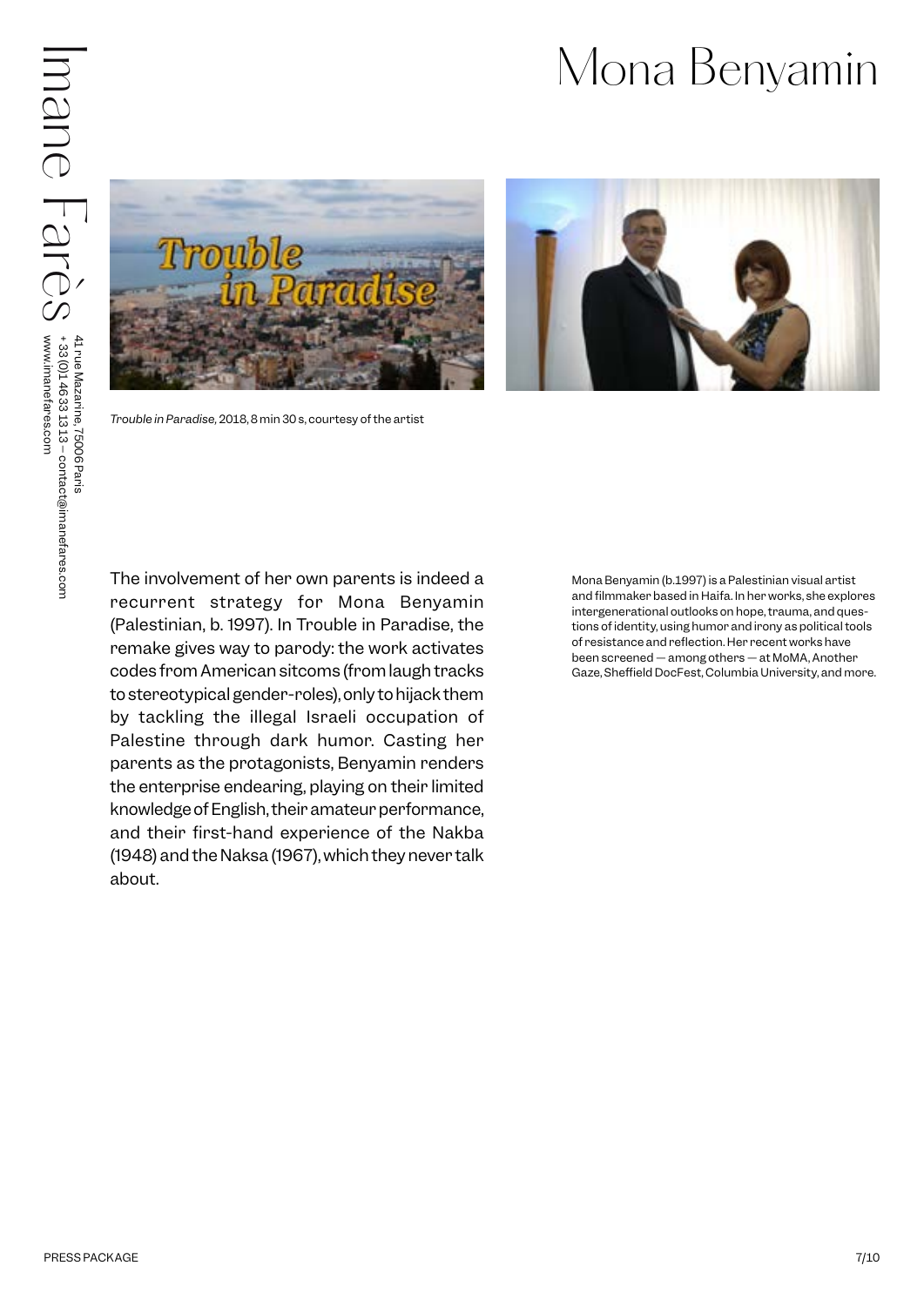# Mona Benyamin

*Trouble in Paradise*, 2018, 8 min 30 s, courtesy of the artist

The involvement of her own parents is indeed a recurrent strategy for Mona Benyamin (Palestinian, b. 1997). In Trouble in Paradise, the remake gives way to parody: the work activates codes from American sitcoms (from laugh tracks to stereotypical gender-roles), only to hijack them by tackling the illegal Israeli occupation of Palestine through dark humor. Casting her parents as the protagonists, Benyamin renders the enterprise endearing, playing on their limited knowledge of English, their amateur performance, and their first-hand experience of the Nakba (1948) and the Naksa (1967), which they never talk about.

Mona Benyamin (b.1997) is a Palestinian visual artist and filmmaker based in Haifa. In her works, she explores intergenerational outlooks on hope, trauma, and questions of identity, using humor and irony as political tools of resistance and reflection. Her recent works have been screened — among others — at MoMA, Another Gaze, Sheffield DocFest, Columbia University, and more.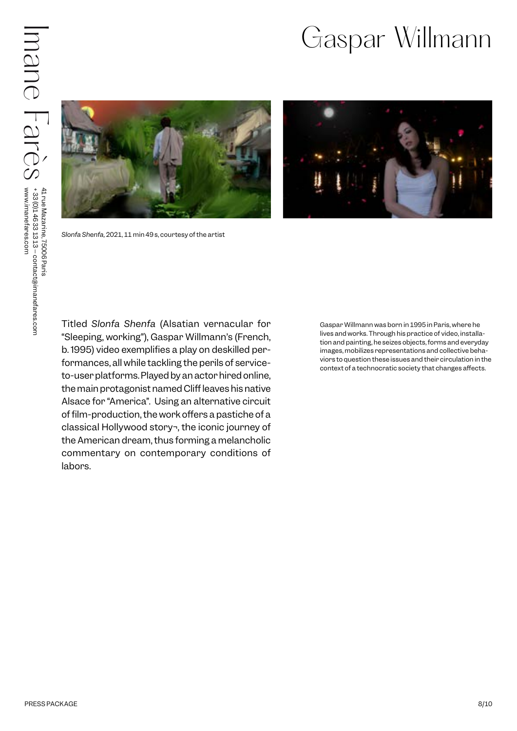# Gaspar Willmann

*Slonfa Shenfa*, 2021, 11 min 49 s, courtesy of the artist

Titled *Slonfa Shenfa* (Alsatian vernacular for "Sleeping, working"), Gaspar Willmann's (French, b. 1995) video exemplifies a play on deskilled performances, all while tackling the perils of service-to-user platforms. Played by an actor hired online, the main protagonist named Cliff leaves his native Alsace for "America". Using an alternative circuit of film-production, the work offers a pastiche of a classical Hollywood story¬, the iconic journey of the American dream, thus forming a melancholic commentary on contemporary conditions of labors.

Gaspar Willmann was born in 1995 in Paris, where he lives and works. Through his practice of video, installation and painting, he seizes objects, forms and everyday images, mobilizes representations and collective behaviors to question these issues and their circulation in the context of a technocratic society that changes affects.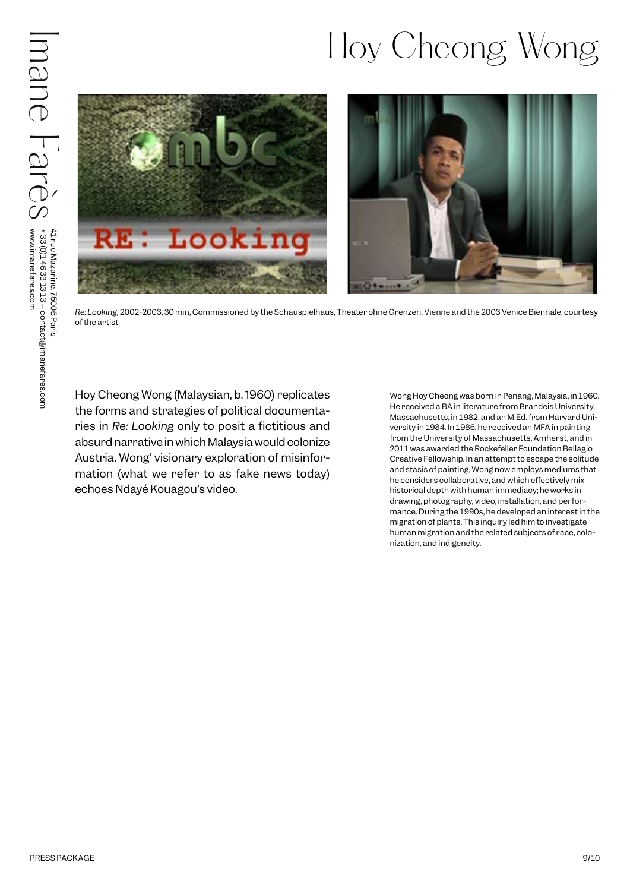# Hoy Cheong Wong

*Re: Looking,* 2002-2003, 30 min, Commissioned by the Schauspielhaus, Theater ohne Grenzen, Vienne and the 2003 Venice Biennale, courtesy of the artist

Hoy Cheong Wong (Malaysian, b. 1960) replicates the forms and strategies of political documentaries in *Re: Looking* only to posit a fictitious and absurd narrative in which Malaysia would colonize Austria. Wong' visionary exploration of misinformation (what we refer to as fake news today) echoes Ndayé Kouagou's video.

Wong Hoy Cheong was born in Penang, Malaysia, in 1960. He received a BA in literature from Brandeis University, Massachusetts, in 1982, and an M.Ed. from Harvard University in 1984. In 1986, he received an MFA in painting from the University of Massachusetts, Amherst, and in 2011 was awarded the Rockefeller Foundation Bellagio Creative Fellowship. In an attempt to escape the solitude and stasis of painting, Wong now employs mediums that he considers collaborative, and which effectively mix historical depth with human immediacy; he works in drawing, photography, video, installation, and performance. During the 1990s, he developed an interest in the migration of plants. This inquiry led him to investigate human migration and the related subjects of race, colonization, and indigeneity.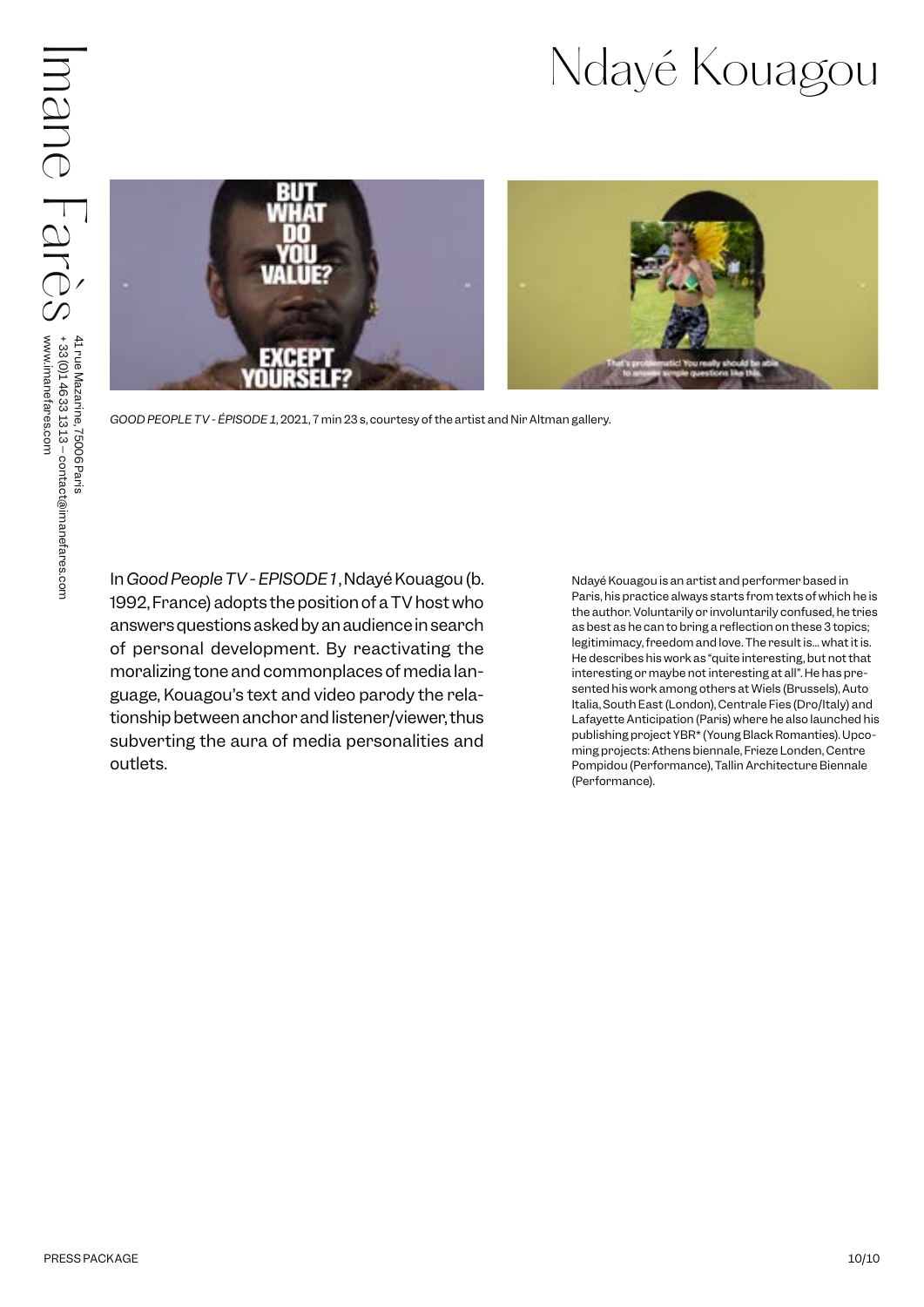# Ndayé Kouagou

*GOOD PEOPLE TV - ÉPISODE 1*, 2021, 7 min 23 s, courtesy of the artist and Nir Altman gallery.

In *Good People TV - EPISODE 1*, Ndayé Kouagou (b. 1992, France) adopts the position of a TV host who answers questions asked by an audience in search of personal development. By reactivating the moralizing tone and commonplaces of media language, Kouagou's text and video parody the relationship between anchor and listener/viewer, thus subverting the aura of media personalities and outlets.

Ndayé Kouagou is an artist and performer based in Paris, his practice always starts from texts of which he is the author. Voluntarily or involuntarily confused, he tries as best as he can to bring a reflection on these 3 topics; legitimimacy, freedom and love. The result is... what it is. He describes his work as "quite interesting, but not that interesting or maybe not interesting at all". He has presented his work among others at Wiels (Brussels), Auto Italia, South East (London), Centrale Fies (Dro/Italy) and Lafayette Anticipation (Paris) where he also launched his publishing project YBR* (Young Black Romanties). Upcoming projects: Athens biennale, Frieze Londen, Centre Pompidou (Performance), Tallin Architecture Biennale (Performance).